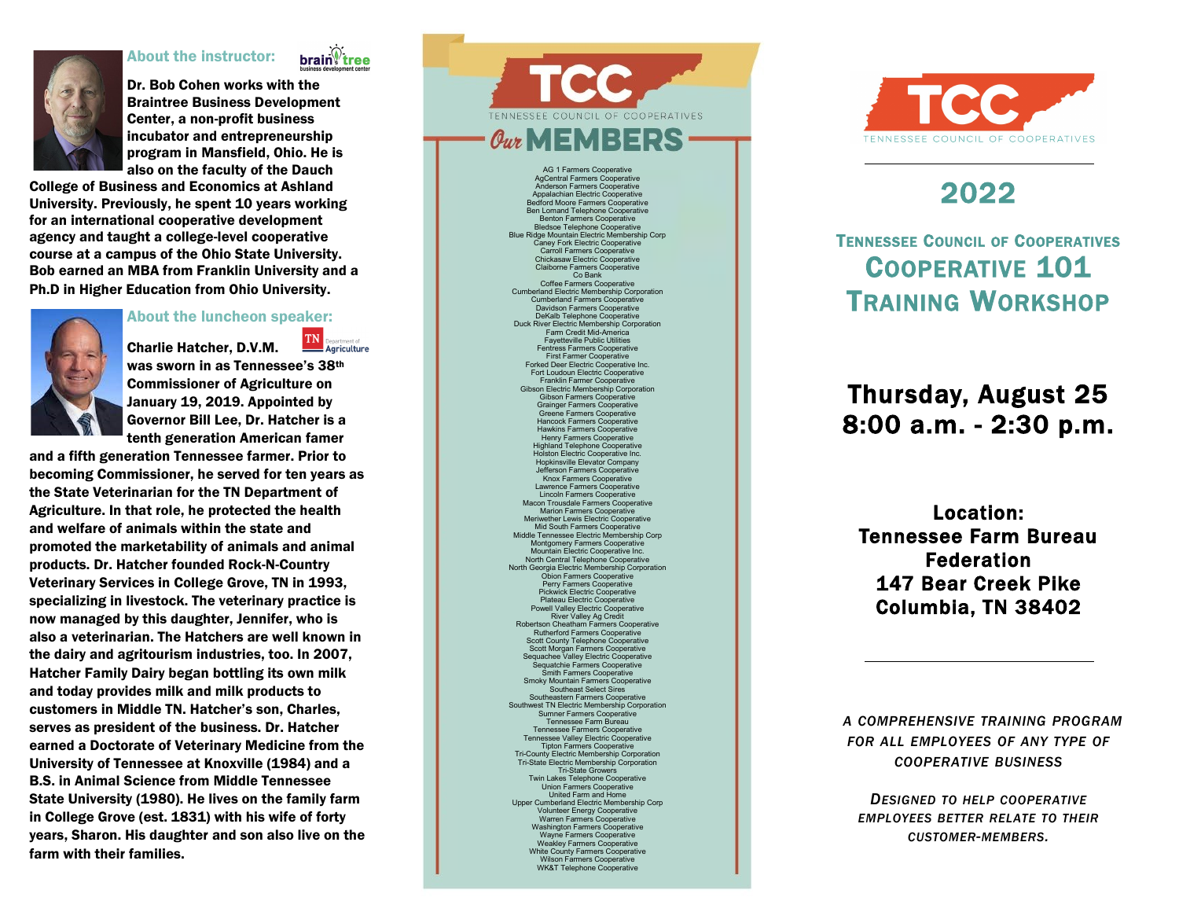## About the instructor:

**Dr. Bob Cohen works with the Braintree Business Development Center, a non-profit business incubator and entrepreneurship program in Mansfield, Ohio. He is also on the faculty of the Dauch College of Business and Economics at Ashland University. Previously, he spent 10 years working for an international cooperative development agency and taught a college-level cooperative course at a campus of the Ohio State University. Bob earned an MBA from Franklin University and a Ph.D in Higher Education from Ohio University.**

## About the luncheon speaker:

**Charlie Hatcher, D.V.M. was sworn in as Tennessee's 38th Commissioner of Agriculture on January 19, 2019. Appointed by Governor Bill Lee, Dr. Hatcher is a tenth generation American famer and a fifth generation Tennessee farmer. Prior to becoming Commissioner, he served for ten years as the State Veterinarian for the TN Department of Agriculture. In that role, he protected the health and welfare of animals within the state and promoted the marketability of animals and animal products. Dr. Hatcher founded Rock-N-Country Veterinary Services in College Grove, TN in 1993, specializing in livestock. The veterinary practice is now managed by this daughter, Jennifer, who is also a veterinarian. The Hatchers are well known in the dairy and agritourism industries, too. In 2007, Hatcher Family Dairy began bottling its own milk and today provides milk and milk products to customers in Middle TN. Hatcher's son, Charles, serves as president of the business. Dr. Hatcher earned a Doctorate of Veterinary Medicine from the University of Tennessee at Knoxville (1984) and a B.S. in Animal Science from Middle Tennessee State University (1980). He lives on the family farm in College Grove (est. 1831) with his wife of forty years, Sharon. His daughter and son also live on the farm with their families.**

## TCC
TENNESSEE COUNCIL OF COOPERATIVES

## Our MEMBERS

AG 1 Farmers Cooperative
AgCentral Farmers Cooperative
Anderson Farmers Cooperative
Appalachian Electric Cooperative
Bedford Moore Farmers Cooperative
Ben Lomand Telephone Cooperative
Benton Farmers Cooperative
Bledsoe Telephone Cooperative
Blue Ridge Mountain Electric Membership Corp
Caney Fork Electric Cooperative
Carroll Farmers Cooperative
Chickasaw Electric Cooperative
Claiborne Farmers Cooperative
Co Bank
Coffee Farmers Cooperative
Cumberland Electric Membership Corporation
Cumberland Farmers Cooperative
Davidson Farmers Cooperative
DeKalb Telephone Cooperative
Duck River Electric Membership Corporation
Farm Credit Mid-America
Fayetteville Public Utilities
Fentress Farmers Cooperative
First Farmer Cooperative
Forked Deer Electric Cooperative Inc.
Fort Loudoun Electric Cooperative
Franklin Farmer Cooperative
Gibson Electric Membership Corporation
Gibson Farmers Cooperative
Grainger Farmers Cooperative
Greene Farmers Cooperative
Hancock Farmers Cooperative
Hawkins Farmers Cooperative
Henry Farmers Cooperative
Highland Telephone Cooperative
Holston Electric Cooperative Inc.
Hopkinsville Elevator Company
Jefferson Farmers Cooperative
Knox Farmers Cooperative
Lawrence Farmers Cooperative
Lincoln Farmers Cooperative
Macon Trousdale Farmers Cooperative
Marion Farmers Cooperative
Meriwether Lewis Electric Cooperative
Mid South Farmers Cooperative
Middle Tennessee Electric Membership Corp
Montgomery Farmers Cooperative
Mountain Electric Cooperative Inc.
North Central Telephone Cooperative
North Georgia Electric Membership Corporation
Obion Farmers Cooperative
Perry Farmers Cooperative
Pickwick Electric Cooperative
Plateau Electric Cooperative
Powell Valley Electric Cooperative
River Valley Ag Credit
Robertson Cheatham Farmers Cooperative
Rutherford Farmers Cooperative
Scott County Telephone Cooperative
Scott Morgan Farmers Cooperative
Sequachee Valley Electric Cooperative
Sequatchie Farmers Cooperative
Smith Farmers Cooperative
Smoky Mountain Farmers Cooperative
Southeast Select Sires
Southeastern Farmers Cooperative
Southwest TN Electric Membership Corporation
Sumner Farmers Cooperative
Tennessee Farm Bureau
Tennessee Farmers Cooperative
Tennessee Valley Electric Cooperative
Tipton Farmers Cooperative
Tri-County Electric Membership Corporation
Tri-State Electric Membership Corporation
Tri-State Growers
Twin Lakes Telephone Cooperative
Union Farmers Cooperative
United Farm and Home
Upper Cumberland Electric Membership Corp
Volunteer Energy Cooperative
Warren Farmers Cooperative
Washington Farmers Cooperative
Wayne Farmers Cooperative
Weakley Farmers Cooperative
White County Farmers Cooperative
Wilson Farmers Cooperative
WK&T Telephone Cooperative

## TCC
TENNESSEE COUNCIL OF COOPERATIVES

# 2022

## Tennessee Council of Cooperatives
# Cooperative 101 Training Workshop

## Thursday, August 25
## 8:00 a.m. - 2:30 p.m.

**Location:**
**Tennessee Farm Bureau Federation**
**147 Bear Creek Pike**
**Columbia, TN 38402**

*A COMPREHENSIVE TRAINING PROGRAM FOR ALL EMPLOYEES OF ANY TYPE OF COOPERATIVE BUSINESS*

*DESIGNED TO HELP COOPERATIVE EMPLOYEES BETTER RELATE TO THEIR CUSTOMER-MEMBERS.*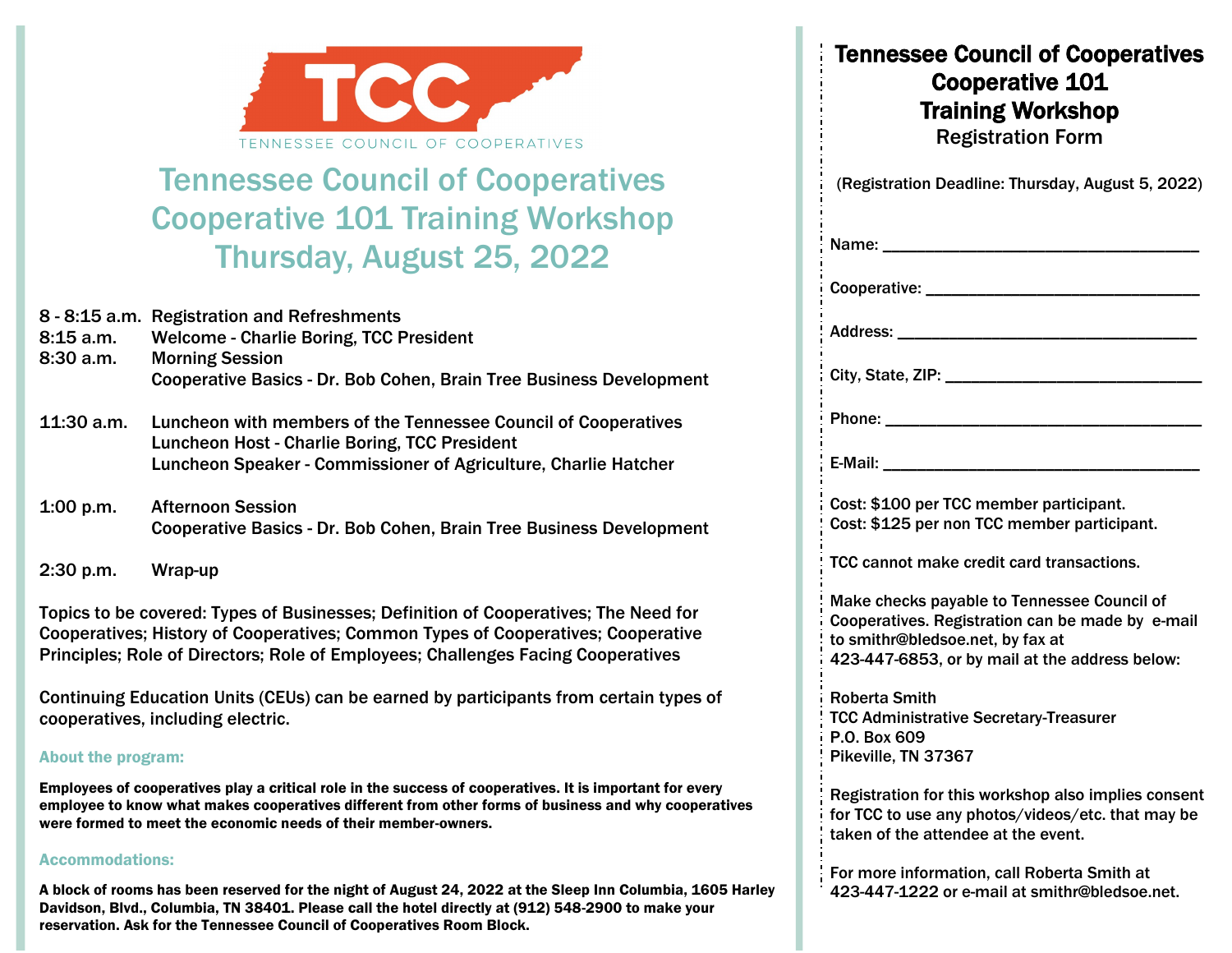TCC

TENNESSEE COUNCIL OF COOPERATIVES

# Tennessee Council of Cooperatives
# Cooperative 101 Training Workshop
# Thursday, August 25, 2022

| | |
|---|---|
| 8 - 8:15 a.m. | Registration and Refreshments |
| 8:15 a.m. | Welcome - Charlie Boring, TCC President |
| 8:30 a.m. | Morning Session<br>Cooperative Basics - Dr. Bob Cohen, Brain Tree Business Development |
| 11:30 a.m. | Luncheon with members of the Tennessee Council of Cooperatives<br>Luncheon Host - Charlie Boring, TCC President<br>Luncheon Speaker - Commissioner of Agriculture, Charlie Hatcher |
| 1:00 p.m. | Afternoon Session<br>Cooperative Basics - Dr. Bob Cohen, Brain Tree Business Development |
| 2:30 p.m. | Wrap-up |

Topics to be covered: Types of Businesses; Definition of Cooperatives; The Need for Cooperatives; History of Cooperatives; Common Types of Cooperatives; Cooperative Principles; Role of Directors; Role of Employees; Challenges Facing Cooperatives

Continuing Education Units (CEUs) can be earned by participants from certain types of cooperatives, including electric.

### About the program:

**Employees of cooperatives play a critical role in the success of cooperatives. It is important for every employee to know what makes cooperatives different from other forms of business and why cooperatives were formed to meet the economic needs of their member-owners.**

### Accommodations:

**A block of rooms has been reserved for the night of August 24, 2022 at the Sleep Inn Columbia, 1605 Harley Davidson, Blvd., Columbia, TN 38401. Please call the hotel directly at (912) 548-2900 to make your reservation. Ask for the Tennessee Council of Cooperatives Room Block.**

## Tennessee Council of Cooperatives
## Cooperative 101
## Training Workshop
Registration Form

(Registration Deadline: Thursday, August 5, 2022)

Name: ___________________________________

Cooperative: ______________________________

Address: _________________________________

City, State, ZIP: ___________________________

Phone: ___________________________________

E-Mail: ___________________________________

Cost: $100 per TCC member participant.
Cost: $125 per non TCC member participant.

TCC cannot make credit card transactions.

Make checks payable to Tennessee Council of Cooperatives. Registration can be made by e-mail to smithr@bledsoe.net, by fax at 423-447-6853, or by mail at the address below:

Roberta Smith
TCC Administrative Secretary-Treasurer
P.O. Box 609
Pikeville, TN 37367

Registration for this workshop also implies consent for TCC to use any photos/videos/etc. that may be taken of the attendee at the event.

For more information, call Roberta Smith at 423-447-1222 or e-mail at smithr@bledsoe.net.